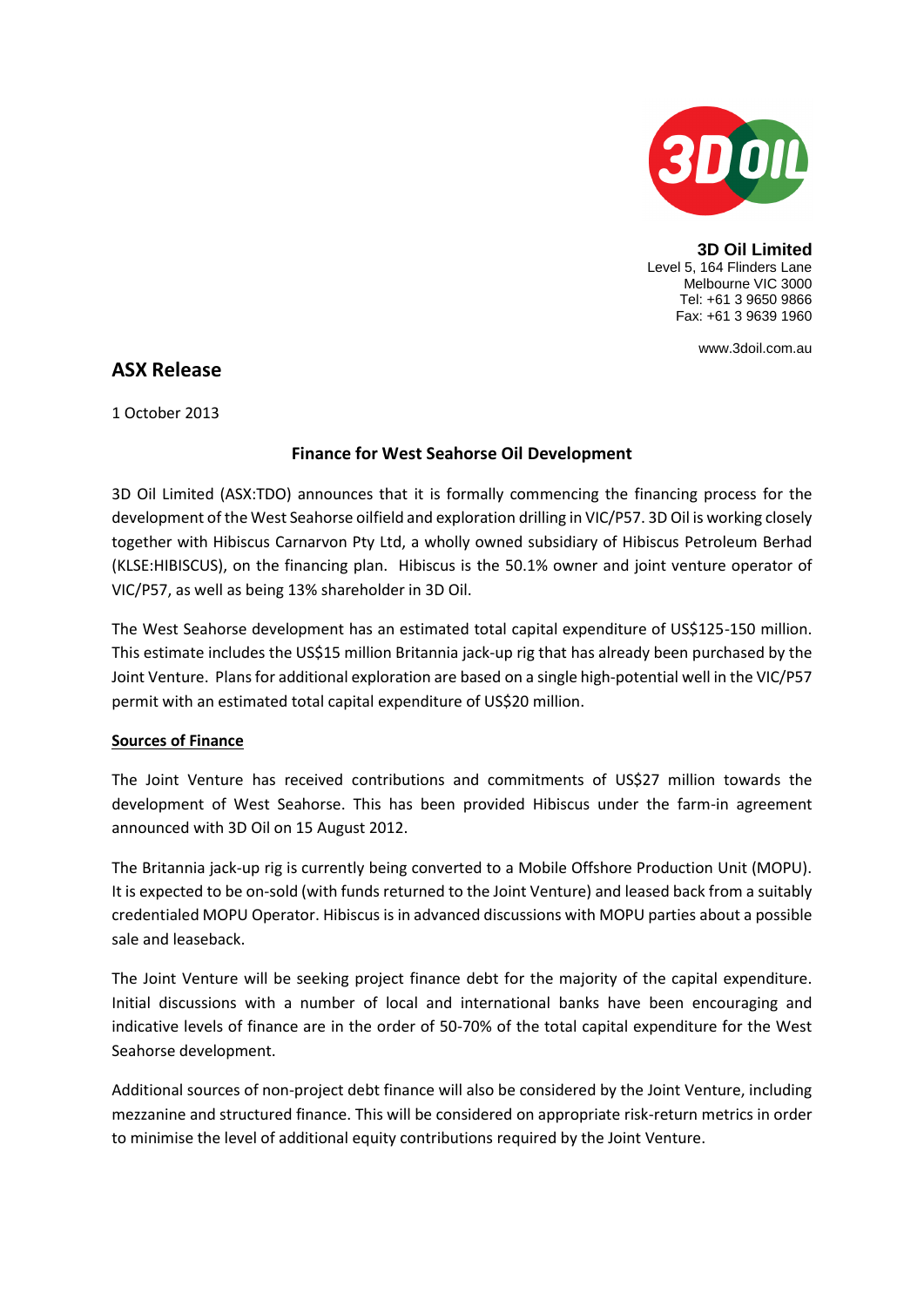**3D Oil Limited**
Level 5, 164 Flinders Lane
Melbourne VIC 3000
Tel: +61 3 9650 9866
Fax: +61 3 9639 1960

www.3doil.com.au

## ASX Release

1 October 2013

### Finance for West Seahorse Oil Development

3D Oil Limited (ASX:TDO) announces that it is formally commencing the financing process for the development of the West Seahorse oilfield and exploration drilling in VIC/P57. 3D Oil is working closely together with Hibiscus Carnarvon Pty Ltd, a wholly owned subsidiary of Hibiscus Petroleum Berhad (KLSE:HIBISCUS), on the financing plan. Hibiscus is the 50.1% owner and joint venture operator of VIC/P57, as well as being 13% shareholder in 3D Oil.

The West Seahorse development has an estimated total capital expenditure of US$125-150 million. This estimate includes the US$15 million Britannia jack-up rig that has already been purchased by the Joint Venture. Plans for additional exploration are based on a single high-potential well in the VIC/P57 permit with an estimated total capital expenditure of US$20 million.

**Sources of Finance**

The Joint Venture has received contributions and commitments of US$27 million towards the development of West Seahorse. This has been provided Hibiscus under the farm-in agreement announced with 3D Oil on 15 August 2012.

The Britannia jack-up rig is currently being converted to a Mobile Offshore Production Unit (MOPU). It is expected to be on-sold (with funds returned to the Joint Venture) and leased back from a suitably credentialed MOPU Operator. Hibiscus is in advanced discussions with MOPU parties about a possible sale and leaseback.

The Joint Venture will be seeking project finance debt for the majority of the capital expenditure. Initial discussions with a number of local and international banks have been encouraging and indicative levels of finance are in the order of 50-70% of the total capital expenditure for the West Seahorse development.

Additional sources of non-project debt finance will also be considered by the Joint Venture, including mezzanine and structured finance. This will be considered on appropriate risk-return metrics in order to minimise the level of additional equity contributions required by the Joint Venture.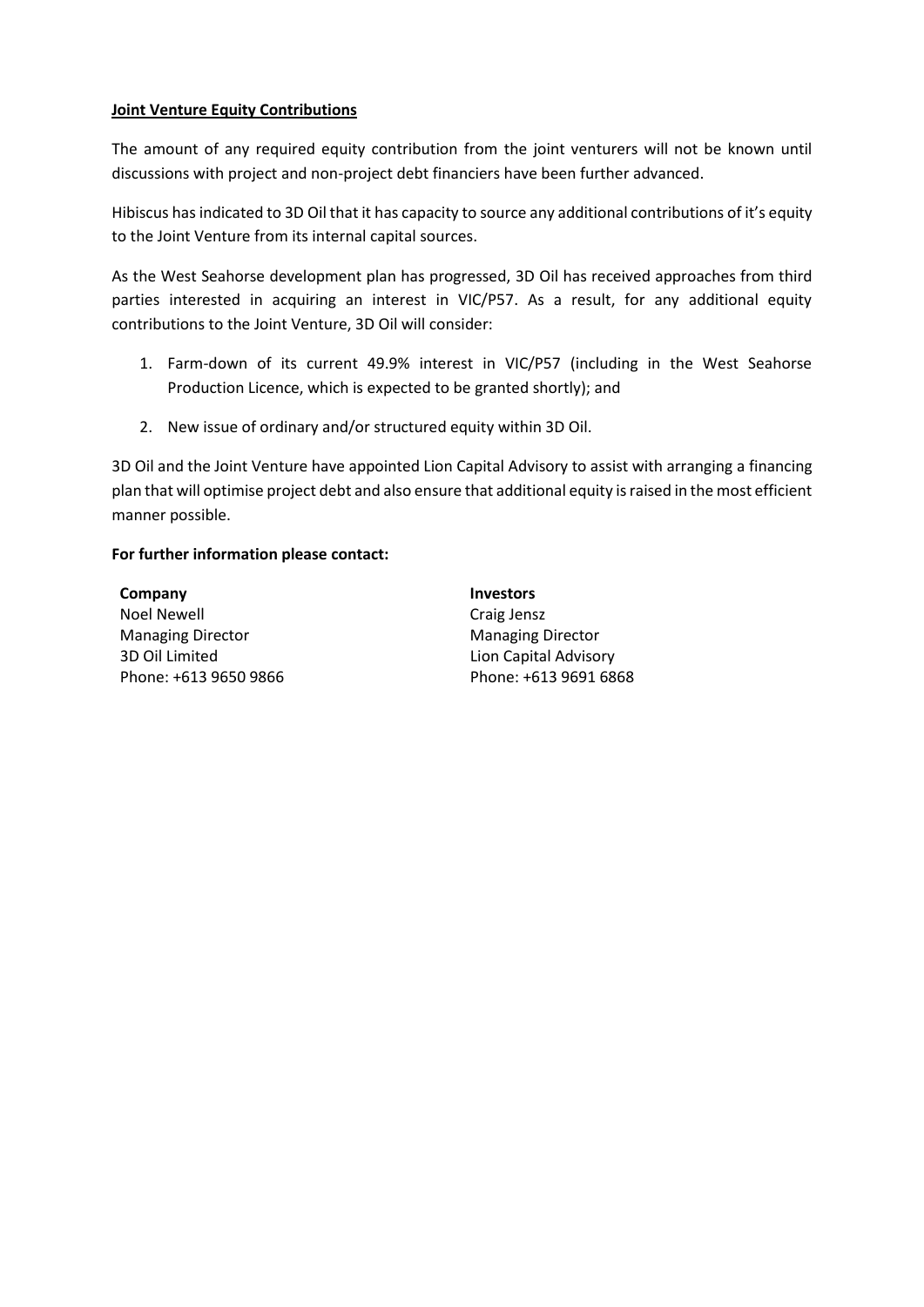**Joint Venture Equity Contributions**

The amount of any required equity contribution from the joint venturers will not be known until discussions with project and non-project debt financiers have been further advanced.

Hibiscus has indicated to 3D Oil that it has capacity to source any additional contributions of it's equity to the Joint Venture from its internal capital sources.

As the West Seahorse development plan has progressed, 3D Oil has received approaches from third parties interested in acquiring an interest in VIC/P57. As a result, for any additional equity contributions to the Joint Venture, 3D Oil will consider:

1. Farm-down of its current 49.9% interest in VIC/P57 (including in the West Seahorse Production Licence, which is expected to be granted shortly); and
2. New issue of ordinary and/or structured equity within 3D Oil.

3D Oil and the Joint Venture have appointed Lion Capital Advisory to assist with arranging a financing plan that will optimise project debt and also ensure that additional equity is raised in the most efficient manner possible.

**For further information please contact:**

**Company**
Noel Newell
Managing Director
3D Oil Limited
Phone: +613 9650 9866

**Investors**
Craig Jensz
Managing Director
Lion Capital Advisory
Phone: +613 9691 6868